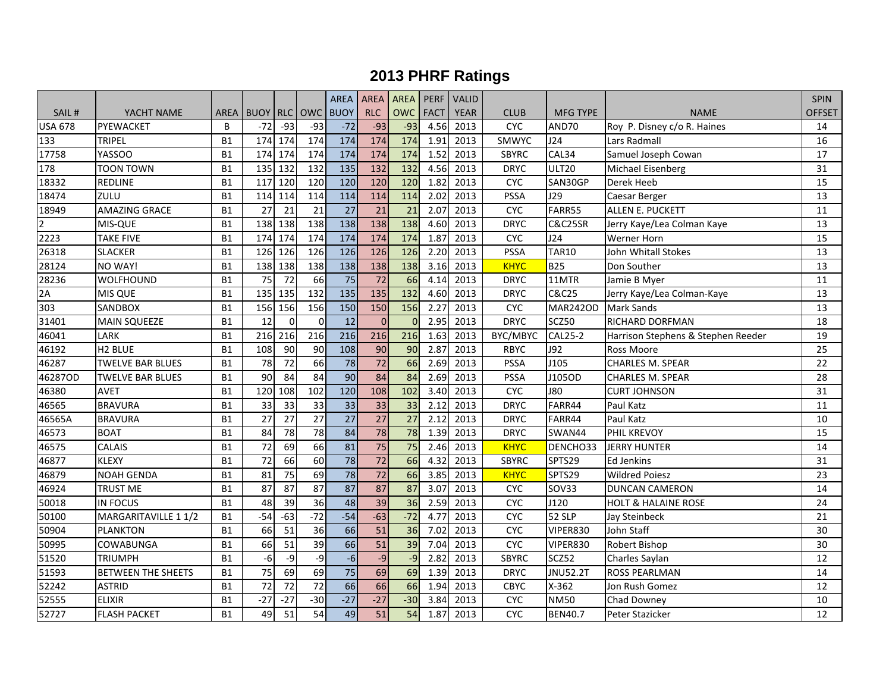# 2013 PHRF Ratings

| SAIL # | YACHT NAME | AREA | BUOY | RLC | OWC | AREA BUOY | AREA RLC | AREA OWC | PERF FACT | VALID YEAR | CLUB | MFG TYPE | NAME | SPIN OFFSET |
|---|---|---|---|---|---|---|---|---|---|---|---|---|---|---|
| USA 678 | PYEWACKET | B | -72 | -93 | -93 | -72 | -93 | -93 | 4.56 | 2013 | CYC | AND70 | Roy P. Disney c/o R. Haines | 14 |
| 133 | TRIPEL | B1 | 174 | 174 | 174 | 174 | 174 | 174 | 1.91 | 2013 | SMWYC | J24 | Lars Radmall | 16 |
| 17758 | YASSOO | B1 | 174 | 174 | 174 | 174 | 174 | 174 | 1.52 | 2013 | SBYRC | CAL34 | Samuel Joseph Cowan | 17 |
| 178 | TOON TOWN | B1 | 135 | 132 | 132 | 135 | 132 | 132 | 4.56 | 2013 | DRYC | ULT20 | Michael Eisenberg | 31 |
| 18332 | REDLINE | B1 | 117 | 120 | 120 | 120 | 120 | 120 | 1.82 | 2013 | CYC | SAN30GP | Derek Heeb | 15 |
| 18474 | ZULU | B1 | 114 | 114 | 114 | 114 | 114 | 114 | 2.02 | 2013 | PSSA | J29 | Caesar Berger | 13 |
| 18949 | AMAZING GRACE | B1 | 27 | 21 | 21 | 27 | 21 | 21 | 2.07 | 2013 | CYC | FARR55 | ALLEN E. PUCKETT | 11 |
| 2 | MIS-QUE | B1 | 138 | 138 | 138 | 138 | 138 | 138 | 4.60 | 2013 | DRYC | C&C25SR | Jerry Kaye/Lea Colman Kaye | 13 |
| 2223 | TAKE FIVE | B1 | 174 | 174 | 174 | 174 | 174 | 174 | 1.87 | 2013 | CYC | J24 | Werner Horn | 15 |
| 26318 | SLACKER | B1 | 126 | 126 | 126 | 126 | 126 | 126 | 2.20 | 2013 | PSSA | TAR10 | John Whitall Stokes | 13 |
| 28124 | NO WAY! | B1 | 138 | 138 | 138 | 138 | 138 | 138 | 3.16 | 2013 | KHYC | B25 | Don Souther | 13 |
| 28236 | WOLFHOUND | B1 | 75 | 72 | 66 | 75 | 72 | 66 | 4.14 | 2013 | DRYC | 11MTR | Jamie B Myer | 11 |
| 2A | MIS QUE | B1 | 135 | 135 | 132 | 135 | 135 | 132 | 4.60 | 2013 | DRYC | C&C25 | Jerry Kaye/Lea Colman-Kaye | 13 |
| 303 | SANDBOX | B1 | 156 | 156 | 156 | 150 | 150 | 156 | 2.27 | 2013 | CYC | MAR242OD | Mark Sands | 13 |
| 31401 | MAIN SQUEEZE | B1 | 12 | 0 | 0 | 12 | 0 | 0 | 2.95 | 2013 | DRYC | SCZ50 | RICHARD DORFMAN | 18 |
| 46041 | LARK | B1 | 216 | 216 | 216 | 216 | 216 | 216 | 1.63 | 2013 | BYC/MBYC | CAL25-2 | Harrison Stephens & Stephen Reeder | 19 |
| 46192 | H2 BLUE | B1 | 108 | 90 | 90 | 108 | 90 | 90 | 2.87 | 2013 | RBYC | J92 | Ross Moore | 25 |
| 46287 | TWELVE BAR BLUES | B1 | 78 | 72 | 66 | 78 | 72 | 66 | 2.69 | 2013 | PSSA | J105 | CHARLES M. SPEAR | 22 |
| 46287OD | TWELVE BAR BLUES | B1 | 90 | 84 | 84 | 90 | 84 | 84 | 2.69 | 2013 | PSSA | J105OD | CHARLES M. SPEAR | 28 |
| 46380 | AVET | B1 | 120 | 108 | 102 | 120 | 108 | 102 | 3.40 | 2013 | CYC | J80 | CURT JOHNSON | 31 |
| 46565 | BRAVURA | B1 | 33 | 33 | 33 | 33 | 33 | 33 | 2.12 | 2013 | DRYC | FARR44 | Paul Katz | 11 |
| 46565A | BRAVURA | B1 | 27 | 27 | 27 | 27 | 27 | 27 | 2.12 | 2013 | DRYC | FARR44 | Paul Katz | 10 |
| 46573 | BOAT | B1 | 84 | 78 | 78 | 84 | 78 | 78 | 1.39 | 2013 | DRYC | SWAN44 | PHIL KREVOY | 15 |
| 46575 | CALAIS | B1 | 72 | 69 | 66 | 81 | 75 | 75 | 2.46 | 2013 | KHYC | DENCHO33 | JERRY HUNTER | 14 |
| 46877 | KLEXY | B1 | 72 | 66 | 60 | 78 | 72 | 66 | 4.32 | 2013 | SBYRC | SPTS29 | Ed Jenkins | 31 |
| 46879 | NOAH GENDA | B1 | 81 | 75 | 69 | 78 | 72 | 66 | 3.85 | 2013 | KHYC | SPTS29 | Wildred Poiesz | 23 |
| 46924 | TRUST ME | B1 | 87 | 87 | 87 | 87 | 87 | 87 | 3.07 | 2013 | CYC | SOV33 | DUNCAN CAMERON | 14 |
| 50018 | IN FOCUS | B1 | 48 | 39 | 36 | 48 | 39 | 36 | 2.59 | 2013 | CYC | J120 | HOLT & HALAINE ROSE | 24 |
| 50100 | MARGARITAVILLE 1 1/2 | B1 | -54 | -63 | -72 | -54 | -63 | -72 | 4.77 | 2013 | CYC | 52 SLP | Jay Steinbeck | 21 |
| 50904 | PLANKTON | B1 | 66 | 51 | 36 | 66 | 51 | 36 | 7.02 | 2013 | CYC | VIPER830 | John Staff | 30 |
| 50995 | COWABUNGA | B1 | 66 | 51 | 39 | 66 | 51 | 39 | 7.04 | 2013 | CYC | VIPER830 | Robert Bishop | 30 |
| 51520 | TRIUMPH | B1 | -6 | -9 | -9 | -6 | -9 | -9 | 2.82 | 2013 | SBYRC | SCZ52 | Charles Saylan | 12 |
| 51593 | BETWEEN THE SHEETS | B1 | 75 | 69 | 69 | 75 | 69 | 69 | 1.39 | 2013 | DRYC | JNU52.2T | ROSS PEARLMAN | 14 |
| 52242 | ASTRID | B1 | 72 | 72 | 72 | 66 | 66 | 66 | 1.94 | 2013 | CBYC | X-362 | Jon Rush Gomez | 12 |
| 52555 | ELIXIR | B1 | -27 | -27 | -30 | -27 | -27 | -30 | 3.84 | 2013 | CYC | NM50 | Chad Downey | 10 |
| 52727 | FLASH PACKET | B1 | 49 | 51 | 54 | 49 | 51 | 54 | 1.87 | 2013 | CYC | BEN40.7 | Peter Stazicker | 12 |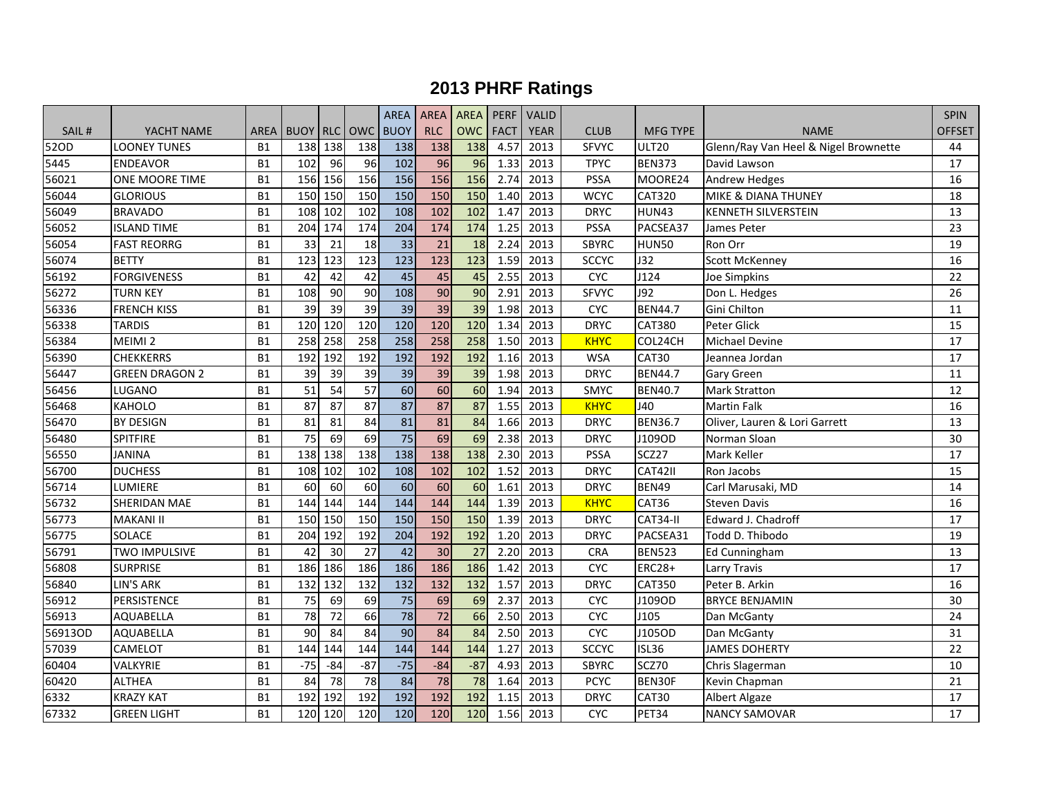# 2013 PHRF Ratings

| SAIL # | YACHT NAME | AREA | BUOY | RLC | OWC | AREA BUOY | AREA RLC | AREA OWC | PERF FACT | VALID YEAR | CLUB | MFG TYPE | NAME | SPIN OFFSET |
|---|---|---|---|---|---|---|---|---|---|---|---|---|---|---|
| 52OD | LOONEY TUNES | B1 | 138 | 138 | 138 | 138 | 138 | 138 | 4.57 | 2013 | SFVYC | ULT20 | Glenn/Ray Van Heel & Nigel Brownette | 44 |
| 5445 | ENDEAVOR | B1 | 102 | 96 | 96 | 102 | 96 | 96 | 1.33 | 2013 | TPYC | BEN373 | David Lawson | 17 |
| 56021 | ONE MOORE TIME | B1 | 156 | 156 | 156 | 156 | 156 | 156 | 2.74 | 2013 | PSSA | MOORE24 | Andrew Hedges | 16 |
| 56044 | GLORIOUS | B1 | 150 | 150 | 150 | 150 | 150 | 150 | 1.40 | 2013 | WCYC | CAT320 | MIKE & DIANA THUNEY | 18 |
| 56049 | BRAVADO | B1 | 108 | 102 | 102 | 108 | 102 | 102 | 1.47 | 2013 | DRYC | HUN43 | KENNETH SILVERSTEIN | 13 |
| 56052 | ISLAND TIME | B1 | 204 | 174 | 174 | 204 | 174 | 174 | 1.25 | 2013 | PSSA | PACSEA37 | James Peter | 23 |
| 56054 | FAST REORRG | B1 | 33 | 21 | 18 | 33 | 21 | 18 | 2.24 | 2013 | SBYRC | HUN50 | Ron Orr | 19 |
| 56074 | BETTY | B1 | 123 | 123 | 123 | 123 | 123 | 123 | 1.59 | 2013 | SCCYC | J32 | Scott McKenney | 16 |
| 56192 | FORGIVENESS | B1 | 42 | 42 | 42 | 45 | 45 | 45 | 2.55 | 2013 | CYC | J124 | Joe Simpkins | 22 |
| 56272 | TURN KEY | B1 | 108 | 90 | 90 | 108 | 90 | 90 | 2.91 | 2013 | SFVYC | J92 | Don L. Hedges | 26 |
| 56336 | FRENCH KISS | B1 | 39 | 39 | 39 | 39 | 39 | 39 | 1.98 | 2013 | CYC | BEN44.7 | Gini Chilton | 11 |
| 56338 | TARDIS | B1 | 120 | 120 | 120 | 120 | 120 | 120 | 1.34 | 2013 | DRYC | CAT380 | Peter Glick | 15 |
| 56384 | MEIMI 2 | B1 | 258 | 258 | 258 | 258 | 258 | 258 | 1.50 | 2013 | KHYC | COL24CH | Michael Devine | 17 |
| 56390 | CHEKKERRS | B1 | 192 | 192 | 192 | 192 | 192 | 192 | 1.16 | 2013 | WSA | CAT30 | Jeannea Jordan | 17 |
| 56447 | GREEN DRAGON 2 | B1 | 39 | 39 | 39 | 39 | 39 | 39 | 1.98 | 2013 | DRYC | BEN44.7 | Gary Green | 11 |
| 56456 | LUGANO | B1 | 51 | 54 | 57 | 60 | 60 | 60 | 1.94 | 2013 | SMYC | BEN40.7 | Mark Stratton | 12 |
| 56468 | KAHOLO | B1 | 87 | 87 | 87 | 87 | 87 | 87 | 1.55 | 2013 | KHYC | J40 | Martin Falk | 16 |
| 56470 | BY DESIGN | B1 | 81 | 81 | 84 | 81 | 81 | 84 | 1.66 | 2013 | DRYC | BEN36.7 | Oliver, Lauren & Lori Garrett | 13 |
| 56480 | SPITFIRE | B1 | 75 | 69 | 69 | 75 | 69 | 69 | 2.38 | 2013 | DRYC | J109OD | Norman Sloan | 30 |
| 56550 | JANINA | B1 | 138 | 138 | 138 | 138 | 138 | 138 | 2.30 | 2013 | PSSA | SCZ27 | Mark Keller | 17 |
| 56700 | DUCHESS | B1 | 108 | 102 | 102 | 108 | 102 | 102 | 1.52 | 2013 | DRYC | CAT42II | Ron Jacobs | 15 |
| 56714 | LUMIERE | B1 | 60 | 60 | 60 | 60 | 60 | 60 | 1.61 | 2013 | DRYC | BEN49 | Carl Marusaki, MD | 14 |
| 56732 | SHERIDAN MAE | B1 | 144 | 144 | 144 | 144 | 144 | 144 | 1.39 | 2013 | KHYC | CAT36 | Steven Davis | 16 |
| 56773 | MAKANI II | B1 | 150 | 150 | 150 | 150 | 150 | 150 | 1.39 | 2013 | DRYC | CAT34-II | Edward J. Chadroff | 17 |
| 56775 | SOLACE | B1 | 204 | 192 | 192 | 204 | 192 | 192 | 1.20 | 2013 | DRYC | PACSEA31 | Todd D. Thibodo | 19 |
| 56791 | TWO IMPULSIVE | B1 | 42 | 30 | 27 | 42 | 30 | 27 | 2.20 | 2013 | CRA | BEN523 | Ed Cunningham | 13 |
| 56808 | SURPRISE | B1 | 186 | 186 | 186 | 186 | 186 | 186 | 1.42 | 2013 | CYC | ERC28+ | Larry Travis | 17 |
| 56840 | LIN'S ARK | B1 | 132 | 132 | 132 | 132 | 132 | 132 | 1.57 | 2013 | DRYC | CAT350 | Peter B. Arkin | 16 |
| 56912 | PERSISTENCE | B1 | 75 | 69 | 69 | 75 | 69 | 69 | 2.37 | 2013 | CYC | J109OD | BRYCE BENJAMIN | 30 |
| 56913 | AQUABELLA | B1 | 78 | 72 | 66 | 78 | 72 | 66 | 2.50 | 2013 | CYC | J105 | Dan McGanty | 24 |
| 56913OD | AQUABELLA | B1 | 90 | 84 | 84 | 90 | 84 | 84 | 2.50 | 2013 | CYC | J105OD | Dan McGanty | 31 |
| 57039 | CAMELOT | B1 | 144 | 144 | 144 | 144 | 144 | 144 | 1.27 | 2013 | SCCYC | ISL36 | JAMES DOHERTY | 22 |
| 60404 | VALKYRIE | B1 | -75 | -84 | -87 | -75 | -84 | -87 | 4.93 | 2013 | SBYRC | SCZ70 | Chris Slagerman | 10 |
| 60420 | ALTHEA | B1 | 84 | 78 | 78 | 84 | 78 | 78 | 1.64 | 2013 | PCYC | BEN30F | Kevin Chapman | 21 |
| 6332 | KRAZY KAT | B1 | 192 | 192 | 192 | 192 | 192 | 192 | 1.15 | 2013 | DRYC | CAT30 | Albert Algaze | 17 |
| 67332 | GREEN LIGHT | B1 | 120 | 120 | 120 | 120 | 120 | 120 | 1.56 | 2013 | CYC | PET34 | NANCY SAMOVAR | 17 |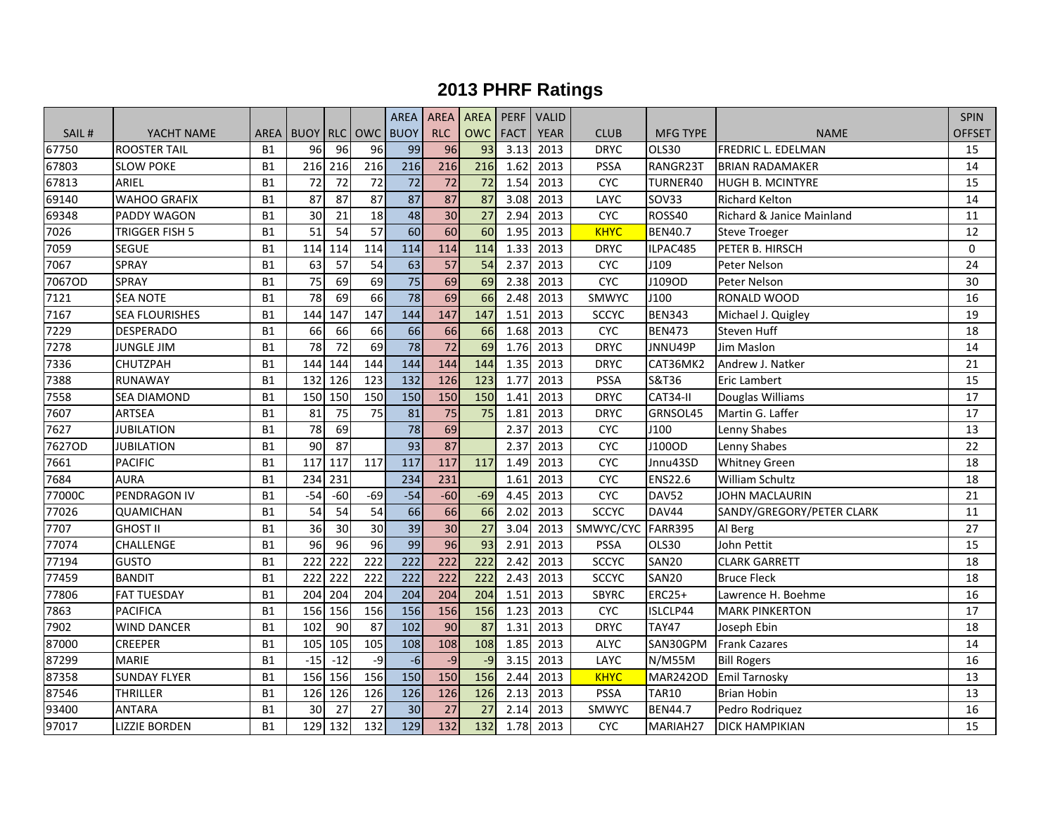# 2013 PHRF Ratings

| SAIL # | YACHT NAME | AREA | BUOY | RLC | OWC | AREA BUOY | AREA RLC | AREA OWC | PERF FACT | VALID YEAR | CLUB | MFG TYPE | NAME | SPIN OFFSET |
|---|---|---|---|---|---|---|---|---|---|---|---|---|---|---|
| 67750 | ROOSTER TAIL | B1 | 96 | 96 | 96 | 99 | 96 | 93 | 3.13 | 2013 | DRYC | OLS30 | FREDRIC L. EDELMAN | 15 |
| 67803 | SLOW POKE | B1 | 216 | 216 | 216 | 216 | 216 | 216 | 1.62 | 2013 | PSSA | RANGR23T | BRIAN RADAMAKER | 14 |
| 67813 | ARIEL | B1 | 72 | 72 | 72 | 72 | 72 | 72 | 1.54 | 2013 | CYC | TURNER40 | HUGH B. MCINTYRE | 15 |
| 69140 | WAHOO GRAFIX | B1 | 87 | 87 | 87 | 87 | 87 | 87 | 3.08 | 2013 | LAYC | SOV33 | Richard Kelton | 14 |
| 69348 | PADDY WAGON | B1 | 30 | 21 | 18 | 48 | 30 | 27 | 2.94 | 2013 | CYC | ROSS40 | Richard & Janice Mainland | 11 |
| 7026 | TRIGGER FISH 5 | B1 | 51 | 54 | 57 | 60 | 60 | 60 | 1.95 | 2013 | KHYC | BEN40.7 | Steve Troeger | 12 |
| 7059 | SEGUE | B1 | 114 | 114 | 114 | 114 | 114 | 114 | 1.33 | 2013 | DRYC | ILPAC485 | PETER B. HIRSCH | 0 |
| 7067 | SPRAY | B1 | 63 | 57 | 54 | 63 | 57 | 54 | 2.37 | 2013 | CYC | J109 | Peter Nelson | 24 |
| 7067OD | SPRAY | B1 | 75 | 69 | 69 | 75 | 69 | 69 | 2.38 | 2013 | CYC | J109OD | Peter Nelson | 30 |
| 7121 | $EA NOTE | B1 | 78 | 69 | 66 | 78 | 69 | 66 | 2.48 | 2013 | SMWYC | J100 | RONALD WOOD | 16 |
| 7167 | SEA FLOURISHES | B1 | 144 | 147 | 147 | 144 | 147 | 147 | 1.51 | 2013 | SCCYC | BEN343 | Michael J. Quigley | 19 |
| 7229 | DESPERADO | B1 | 66 | 66 | 66 | 66 | 66 | 66 | 1.68 | 2013 | CYC | BEN473 | Steven Huff | 18 |
| 7278 | JUNGLE JIM | B1 | 78 | 72 | 69 | 78 | 72 | 69 | 1.76 | 2013 | DRYC | JNNU49P | Jim Maslon | 14 |
| 7336 | CHUTZPAH | B1 | 144 | 144 | 144 | 144 | 144 | 144 | 1.35 | 2013 | DRYC | CAT36MK2 | Andrew J. Natker | 21 |
| 7388 | RUNAWAY | B1 | 132 | 126 | 123 | 132 | 126 | 123 | 1.77 | 2013 | PSSA | S&T36 | Eric Lambert | 15 |
| 7558 | SEA DIAMOND | B1 | 150 | 150 | 150 | 150 | 150 | 150 | 1.41 | 2013 | DRYC | CAT34-II | Douglas Williams | 17 |
| 7607 | ARTSEA | B1 | 81 | 75 | 75 | 81 | 75 | 75 | 1.81 | 2013 | DRYC | GRNSOL45 | Martin G. Laffer | 17 |
| 7627 | JUBILATION | B1 | 78 | 69 | | 78 | 69 | | 2.37 | 2013 | CYC | J100 | Lenny Shabes | 13 |
| 7627OD | JUBILATION | B1 | 90 | 87 | | 93 | 87 | | 2.37 | 2013 | CYC | J100OD | Lenny Shabes | 22 |
| 7661 | PACIFIC | B1 | 117 | 117 | 117 | 117 | 117 | 117 | 1.49 | 2013 | CYC | Jnnu43SD | Whitney Green | 18 |
| 7684 | AURA | B1 | 234 | 231 | | 234 | 231 | | 1.61 | 2013 | CYC | ENS22.6 | William Schultz | 18 |
| 77000C | PENDRAGON IV | B1 | -54 | -60 | -69 | -54 | -60 | -69 | 4.45 | 2013 | CYC | DAV52 | JOHN MACLAURIN | 21 |
| 77026 | QUAMICHAN | B1 | 54 | 54 | 54 | 66 | 66 | 66 | 2.02 | 2013 | SCCYC | DAV44 | SANDY/GREGORY/PETER CLARK | 11 |
| 7707 | GHOST II | B1 | 36 | 30 | 30 | 39 | 30 | 27 | 3.04 | 2013 | SMWYC/CYC | FARR395 | Al Berg | 27 |
| 77074 | CHALLENGE | B1 | 96 | 96 | 96 | 99 | 96 | 93 | 2.91 | 2013 | PSSA | OLS30 | John Pettit | 15 |
| 77194 | GUSTO | B1 | 222 | 222 | 222 | 222 | 222 | 222 | 2.42 | 2013 | SCCYC | SAN20 | CLARK GARRETT | 18 |
| 77459 | BANDIT | B1 | 222 | 222 | 222 | 222 | 222 | 222 | 2.43 | 2013 | SCCYC | SAN20 | Bruce Fleck | 18 |
| 77806 | FAT TUESDAY | B1 | 204 | 204 | 204 | 204 | 204 | 204 | 1.51 | 2013 | SBYRC | ERC25+ | Lawrence H. Boehme | 16 |
| 7863 | PACIFICA | B1 | 156 | 156 | 156 | 156 | 156 | 156 | 1.23 | 2013 | CYC | ISLCLP44 | MARK PINKERTON | 17 |
| 7902 | WIND DANCER | B1 | 102 | 90 | 87 | 102 | 90 | 87 | 1.31 | 2013 | DRYC | TAY47 | Joseph Ebin | 18 |
| 87000 | CREEPER | B1 | 105 | 105 | 105 | 108 | 108 | 108 | 1.85 | 2013 | ALYC | SAN30GPM | Frank Cazares | 14 |
| 87299 | MARIE | B1 | -15 | -12 | -9 | -6 | -9 | -9 | 3.15 | 2013 | LAYC | N/M55M | Bill Rogers | 16 |
| 87358 | SUNDAY FLYER | B1 | 156 | 156 | 156 | 150 | 150 | 156 | 2.44 | 2013 | KHYC | MAR242OD | Emil Tarnosky | 13 |
| 87546 | THRILLER | B1 | 126 | 126 | 126 | 126 | 126 | 126 | 2.13 | 2013 | PSSA | TAR10 | Brian Hobin | 13 |
| 93400 | ANTARA | B1 | 30 | 27 | 27 | 30 | 27 | 27 | 2.14 | 2013 | SMWYC | BEN44.7 | Pedro Rodriquez | 16 |
| 97017 | LIZZIE BORDEN | B1 | 129 | 132 | 132 | 129 | 132 | 132 | 1.78 | 2013 | CYC | MARIAH27 | DICK HAMPIKIAN | 15 |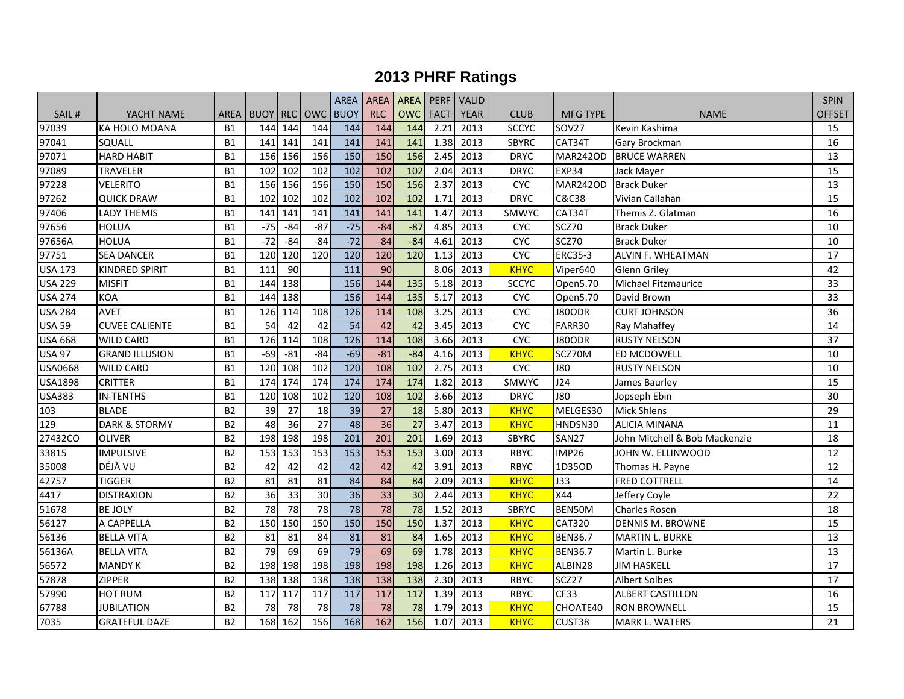# 2013 PHRF Ratings

| SAIL # | YACHT NAME | AREA | BUOY | RLC | OWC | AREA BUOY | AREA RLC | AREA OWC | PERF FACT | VALID YEAR | CLUB | MFG TYPE | NAME | SPIN OFFSET |
|---|---|---|---|---|---|---|---|---|---|---|---|---|---|---|
| 97039 | KA HOLO MOANA | B1 | 144 | 144 | 144 | 144 | 144 | 144 | 2.21 | 2013 | SCCYC | SOV27 | Kevin Kashima | 15 |
| 97041 | SQUALL | B1 | 141 | 141 | 141 | 141 | 141 | 141 | 1.38 | 2013 | SBYRC | CAT34T | Gary Brockman | 16 |
| 97071 | HARD HABIT | B1 | 156 | 156 | 156 | 150 | 150 | 156 | 2.45 | 2013 | DRYC | MAR242OD | BRUCE WARREN | 13 |
| 97089 | TRAVELER | B1 | 102 | 102 | 102 | 102 | 102 | 102 | 2.04 | 2013 | DRYC | EXP34 | Jack Mayer | 15 |
| 97228 | VELERITO | B1 | 156 | 156 | 156 | 150 | 150 | 156 | 2.37 | 2013 | CYC | MAR242OD | Brack Duker | 13 |
| 97262 | QUICK DRAW | B1 | 102 | 102 | 102 | 102 | 102 | 102 | 1.71 | 2013 | DRYC | C&C38 | Vivian Callahan | 15 |
| 97406 | LADY THEMIS | B1 | 141 | 141 | 141 | 141 | 141 | 141 | 1.47 | 2013 | SMWYC | CAT34T | Themis Z. Glatman | 16 |
| 97656 | HOLUA | B1 | -75 | -84 | -87 | -75 | -84 | -87 | 4.85 | 2013 | CYC | SCZ70 | Brack Duker | 10 |
| 97656A | HOLUA | B1 | -72 | -84 | -84 | -72 | -84 | -84 | 4.61 | 2013 | CYC | SCZ70 | Brack Duker | 10 |
| 97751 | SEA DANCER | B1 | 120 | 120 | 120 | 120 | 120 | 120 | 1.13 | 2013 | CYC | ERC35-3 | ALVIN F. WHEATMAN | 17 |
| USA 173 | KINDRED SPIRIT | B1 | 111 | 90 | | 111 | 90 | | 8.06 | 2013 | KHYC | Viper640 | Glenn Griley | 42 |
| USA 229 | MISFIT | B1 | 144 | 138 | | 156 | 144 | 135 | 5.18 | 2013 | SCCYC | Open5.70 | Michael Fitzmaurice | 33 |
| USA 274 | KOA | B1 | 144 | 138 | | 156 | 144 | 135 | 5.17 | 2013 | CYC | Open5.70 | David Brown | 33 |
| USA 284 | AVET | B1 | 126 | 114 | 108 | 126 | 114 | 108 | 3.25 | 2013 | CYC | J80ODR | CURT JOHNSON | 36 |
| USA 59 | CUVEE CALIENTE | B1 | 54 | 42 | 42 | 54 | 42 | 42 | 3.45 | 2013 | CYC | FARR30 | Ray Mahaffey | 14 |
| USA 668 | WILD CARD | B1 | 126 | 114 | 108 | 126 | 114 | 108 | 3.66 | 2013 | CYC | J80ODR | RUSTY NELSON | 37 |
| USA 97 | GRAND ILLUSION | B1 | -69 | -81 | -84 | -69 | -81 | -84 | 4.16 | 2013 | KHYC | SCZ70M | ED MCDOWELL | 10 |
| USA0668 | WILD CARD | B1 | 120 | 108 | 102 | 120 | 108 | 102 | 2.75 | 2013 | CYC | J80 | RUSTY NELSON | 10 |
| USA1898 | CRITTER | B1 | 174 | 174 | 174 | 174 | 174 | 174 | 1.82 | 2013 | SMWYC | J24 | James Baurley | 15 |
| USA383 | IN-TENTHS | B1 | 120 | 108 | 102 | 120 | 108 | 102 | 3.66 | 2013 | DRYC | J80 | Jopseph Ebin | 30 |
| 103 | BLADE | B2 | 39 | 27 | 18 | 39 | 27 | 18 | 5.80 | 2013 | KHYC | MELGES30 | Mick Shlens | 29 |
| 129 | DARK & STORMY | B2 | 48 | 36 | 27 | 48 | 36 | 27 | 3.47 | 2013 | KHYC | HNDSN30 | ALICIA MINANA | 11 |
| 27432CO | OLIVER | B2 | 198 | 198 | 198 | 201 | 201 | 201 | 1.69 | 2013 | SBYRC | SAN27 | John Mitchell & Bob Mackenzie | 18 |
| 33815 | IMPULSIVE | B2 | 153 | 153 | 153 | 153 | 153 | 153 | 3.00 | 2013 | RBYC | IMP26 | JOHN W. ELLINWOOD | 12 |
| 35008 | DÉJÀ VU | B2 | 42 | 42 | 42 | 42 | 42 | 42 | 3.91 | 2013 | RBYC | 1D35OD | Thomas H. Payne | 12 |
| 42757 | TIGGER | B2 | 81 | 81 | 81 | 84 | 84 | 84 | 2.09 | 2013 | KHYC | J33 | FRED COTTRELL | 14 |
| 4417 | DISTRAXION | B2 | 36 | 33 | 30 | 36 | 33 | 30 | 2.44 | 2013 | KHYC | X44 | Jeffery Coyle | 22 |
| 51678 | BE JOLY | B2 | 78 | 78 | 78 | 78 | 78 | 78 | 1.52 | 2013 | SBRYC | BEN50M | Charles Rosen | 18 |
| 56127 | A CAPPELLA | B2 | 150 | 150 | 150 | 150 | 150 | 150 | 1.37 | 2013 | KHYC | CAT320 | DENNIS M. BROWNE | 15 |
| 56136 | BELLA VITA | B2 | 81 | 81 | 84 | 81 | 81 | 84 | 1.65 | 2013 | KHYC | BEN36.7 | MARTIN L. BURKE | 13 |
| 56136A | BELLA VITA | B2 | 79 | 69 | 69 | 79 | 69 | 69 | 1.78 | 2013 | KHYC | BEN36.7 | Martin L. Burke | 13 |
| 56572 | MANDY K | B2 | 198 | 198 | 198 | 198 | 198 | 198 | 1.26 | 2013 | KHYC | ALBIN28 | JIM HASKELL | 17 |
| 57878 | ZIPPER | B2 | 138 | 138 | 138 | 138 | 138 | 138 | 2.30 | 2013 | RBYC | SCZ27 | Albert Solbes | 17 |
| 57990 | HOT RUM | B2 | 117 | 117 | 117 | 117 | 117 | 117 | 1.39 | 2013 | RBYC | CF33 | ALBERT CASTILLON | 16 |
| 67788 | JUBILATION | B2 | 78 | 78 | 78 | 78 | 78 | 78 | 1.79 | 2013 | KHYC | CHOATE40 | RON BROWNELL | 15 |
| 7035 | GRATEFUL DAZE | B2 | 168 | 162 | 156 | 168 | 162 | 156 | 1.07 | 2013 | KHYC | CUST38 | MARK L. WATERS | 21 |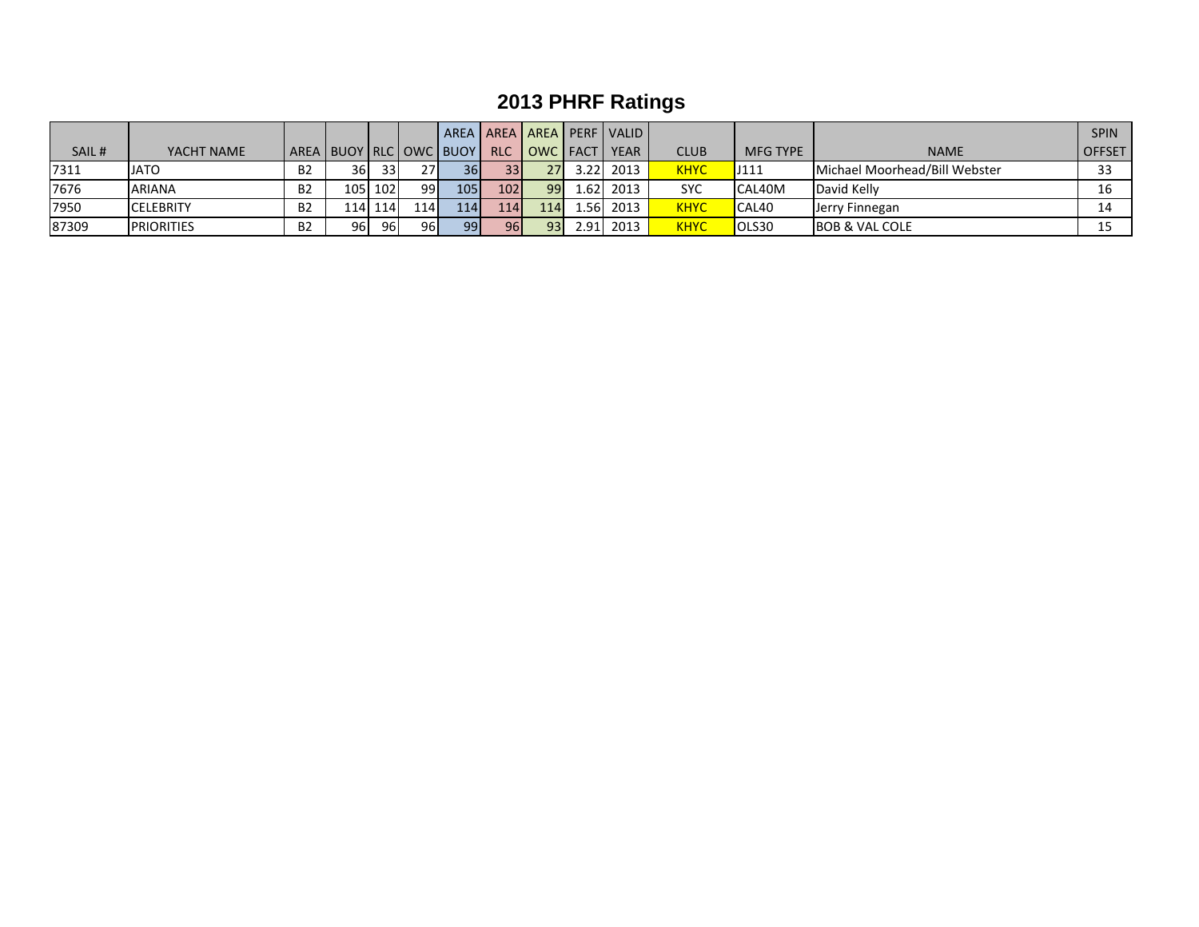# 2013 PHRF Ratings

| SAIL # | YACHT NAME | AREA | BUOY | RLC | OWC | AREA BUOY | AREA RLC | AREA OWC | PERF FACT | VALID YEAR | CLUB | MFG TYPE | NAME | SPIN OFFSET |
|---|---|---|---|---|---|---|---|---|---|---|---|---|---|---|
| 7311 | JATO | B2 | 36 | 33 | 27 | 36 | 33 | 27 | 3.22 | 2013 | KHYC | J111 | Michael Moorhead/Bill Webster | 33 |
| 7676 | ARIANA | B2 | 105 | 102 | 99 | 105 | 102 | 99 | 1.62 | 2013 | SYC | CAL40M | David Kelly | 16 |
| 7950 | CELEBRITY | B2 | 114 | 114 | 114 | 114 | 114 | 114 | 1.56 | 2013 | KHYC | CAL40 | Jerry Finnegan | 14 |
| 87309 | PRIORITIES | B2 | 96 | 96 | 96 | 99 | 96 | 93 | 2.91 | 2013 | KHYC | OLS30 | BOB & VAL COLE | 15 |